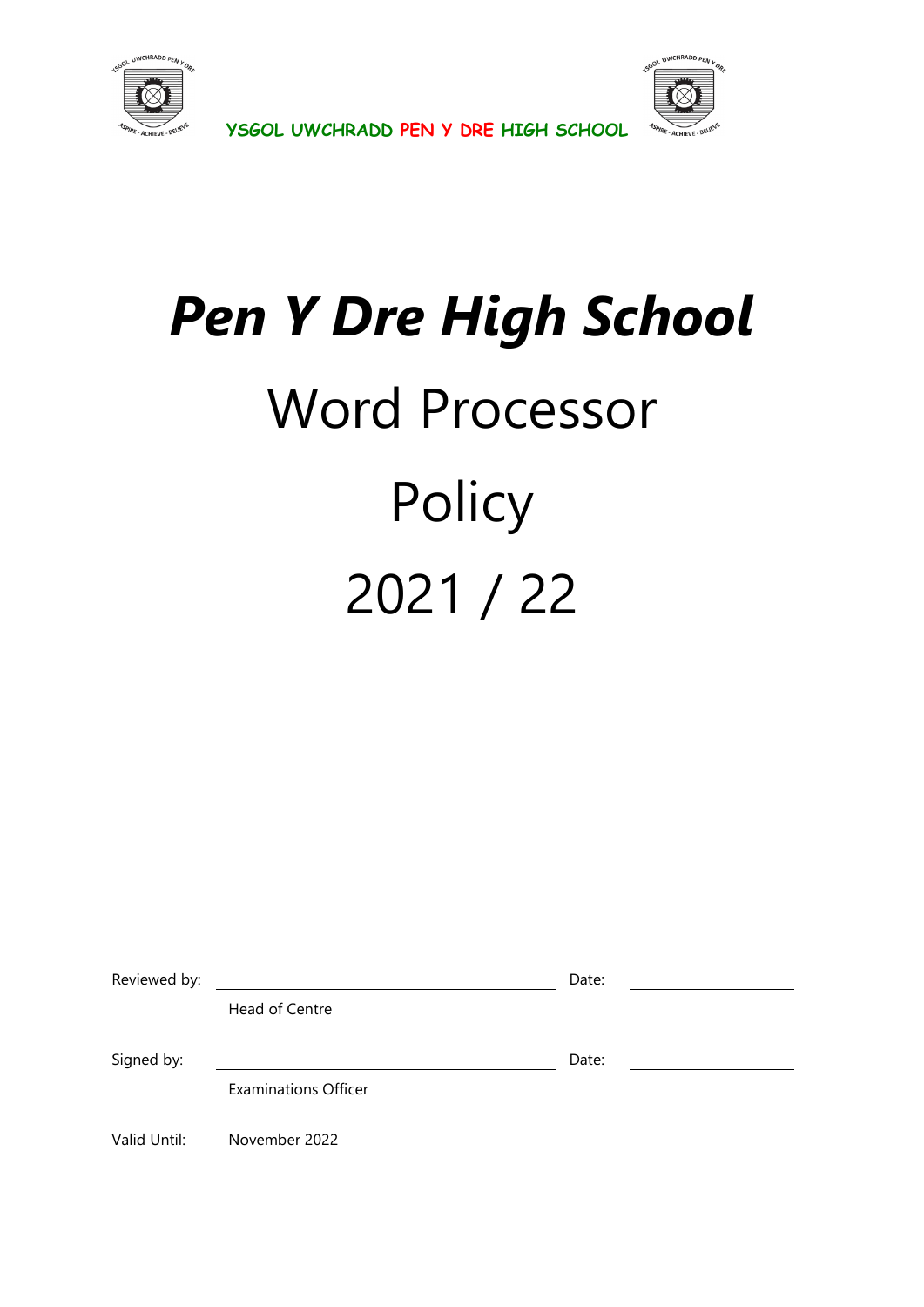YSGOL UWCHRADD PEN Y DRE HIGH SCHOOL

# *Pen Y Dre High School*

# Word Processor Policy

# 2021 / 22

Reviewed by: \_\_\_\_\_\_\_\_\_\_\_\_\_\_\_\_\_\_\_\_ Date: \_\_\_\_\_\_\_\_\_\_

Head of Centre

Signed by: \_\_\_\_\_\_\_\_\_\_\_\_\_\_\_\_\_\_\_\_ Date: \_\_\_\_\_\_\_\_\_\_

Examinations Officer

Valid Until: November 2022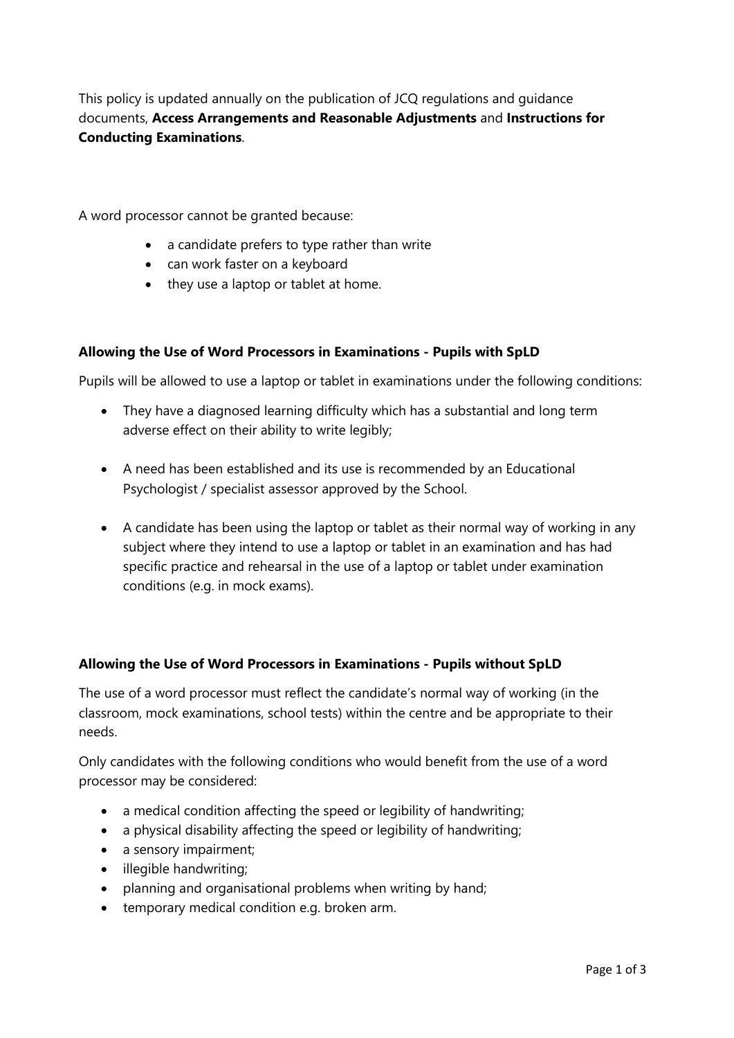This policy is updated annually on the publication of JCQ regulations and guidance documents, **Access Arrangements and Reasonable Adjustments** and **Instructions for Conducting Examinations**.

A word processor cannot be granted because:

- a candidate prefers to type rather than write
- can work faster on a keyboard
- they use a laptop or tablet at home.

**Allowing the Use of Word Processors in Examinations - Pupils with SpLD**

Pupils will be allowed to use a laptop or tablet in examinations under the following conditions:

- They have a diagnosed learning difficulty which has a substantial and long term adverse effect on their ability to write legibly;
- A need has been established and its use is recommended by an Educational Psychologist / specialist assessor approved by the School.
- A candidate has been using the laptop or tablet as their normal way of working in any subject where they intend to use a laptop or tablet in an examination and has had specific practice and rehearsal in the use of a laptop or tablet under examination conditions (e.g. in mock exams).

**Allowing the Use of Word Processors in Examinations - Pupils without SpLD**

The use of a word processor must reflect the candidate's normal way of working (in the classroom, mock examinations, school tests) within the centre and be appropriate to their needs.

Only candidates with the following conditions who would benefit from the use of a word processor may be considered:

- a medical condition affecting the speed or legibility of handwriting;
- a physical disability affecting the speed or legibility of handwriting;
- a sensory impairment;
- illegible handwriting;
- planning and organisational problems when writing by hand;
- temporary medical condition e.g. broken arm.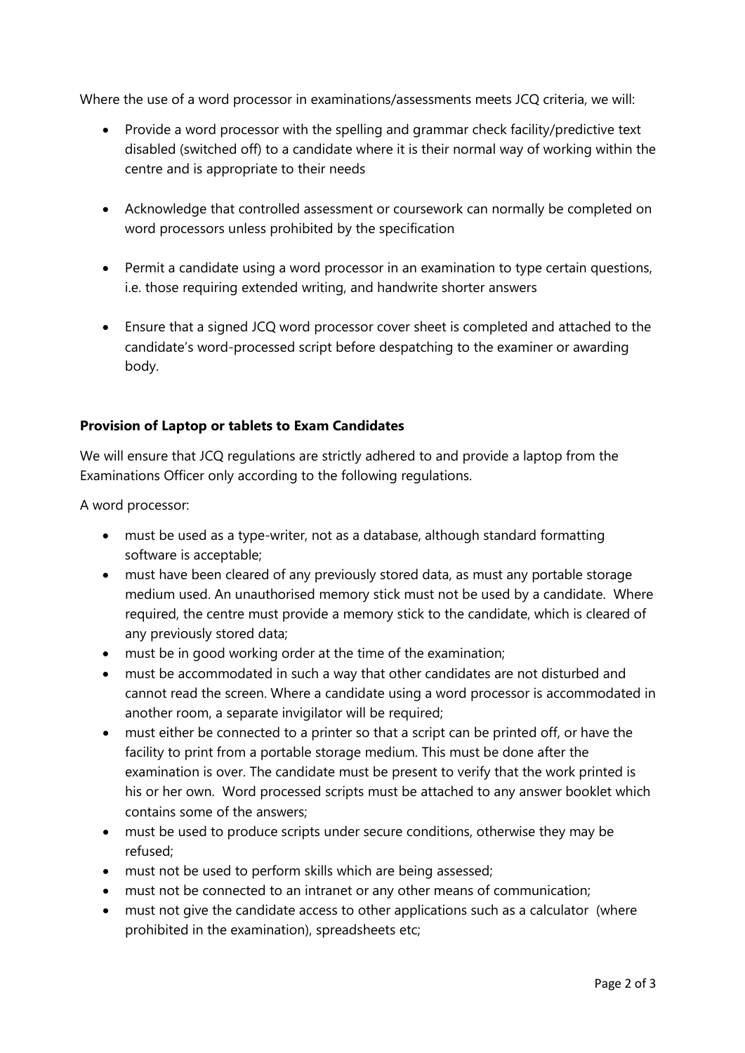Where the use of a word processor in examinations/assessments meets JCQ criteria, we will:

- Provide a word processor with the spelling and grammar check facility/predictive text disabled (switched off) to a candidate where it is their normal way of working within the centre and is appropriate to their needs
- Acknowledge that controlled assessment or coursework can normally be completed on word processors unless prohibited by the specification
- Permit a candidate using a word processor in an examination to type certain questions, i.e. those requiring extended writing, and handwrite shorter answers
- Ensure that a signed JCQ word processor cover sheet is completed and attached to the candidate's word-processed script before despatching to the examiner or awarding body.

**Provision of Laptop or tablets to Exam Candidates**

We will ensure that JCQ regulations are strictly adhered to and provide a laptop from the Examinations Officer only according to the following regulations.

A word processor:

- must be used as a type-writer, not as a database, although standard formatting software is acceptable;
- must have been cleared of any previously stored data, as must any portable storage medium used. An unauthorised memory stick must not be used by a candidate. Where required, the centre must provide a memory stick to the candidate, which is cleared of any previously stored data;
- must be in good working order at the time of the examination;
- must be accommodated in such a way that other candidates are not disturbed and cannot read the screen. Where a candidate using a word processor is accommodated in another room, a separate invigilator will be required;
- must either be connected to a printer so that a script can be printed off, or have the facility to print from a portable storage medium. This must be done after the examination is over. The candidate must be present to verify that the work printed is his or her own. Word processed scripts must be attached to any answer booklet which contains some of the answers;
- must be used to produce scripts under secure conditions, otherwise they may be refused;
- must not be used to perform skills which are being assessed;
- must not be connected to an intranet or any other means of communication;
- must not give the candidate access to other applications such as a calculator (where prohibited in the examination), spreadsheets etc;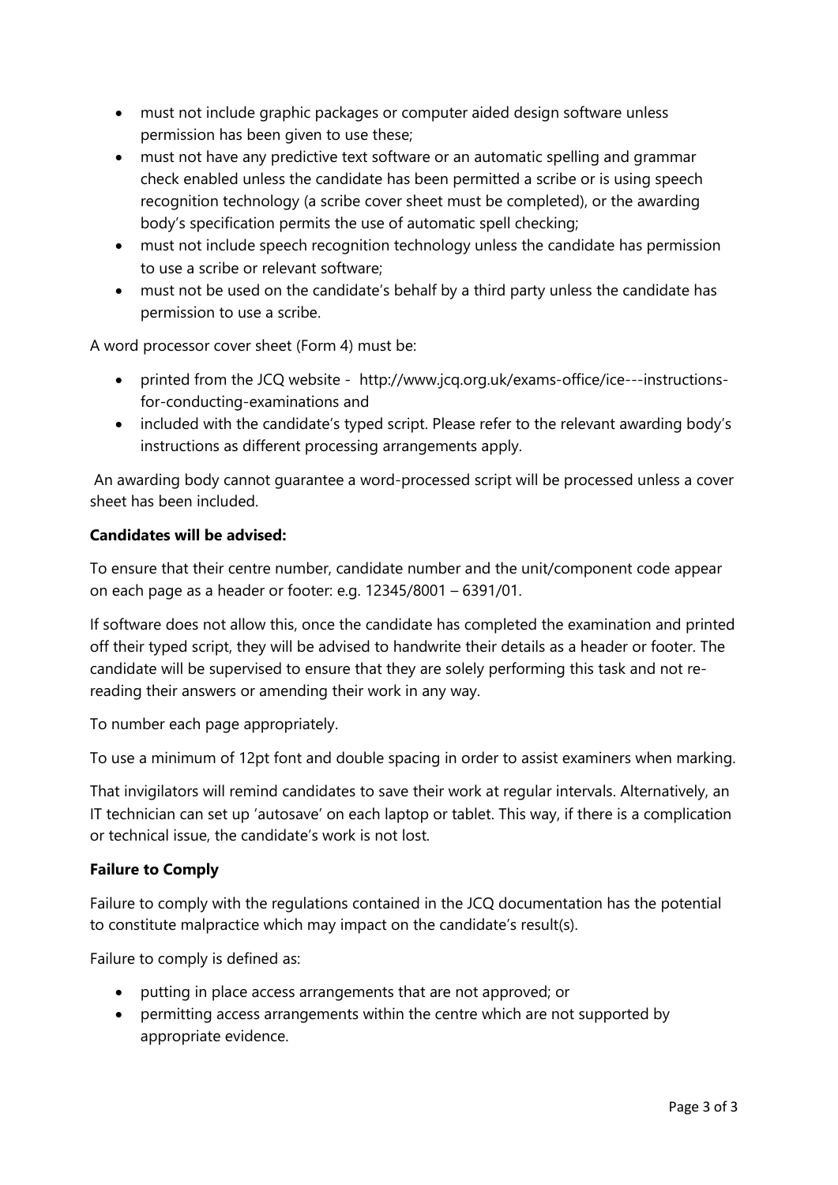- must not include graphic packages or computer aided design software unless permission has been given to use these;
- must not have any predictive text software or an automatic spelling and grammar check enabled unless the candidate has been permitted a scribe or is using speech recognition technology (a scribe cover sheet must be completed), or the awarding body's specification permits the use of automatic spell checking;
- must not include speech recognition technology unless the candidate has permission to use a scribe or relevant software;
- must not be used on the candidate's behalf by a third party unless the candidate has permission to use a scribe.

A word processor cover sheet (Form 4) must be:

- printed from the JCQ website - http://www.jcq.org.uk/exams-office/ice---instructions-for-conducting-examinations and
- included with the candidate's typed script. Please refer to the relevant awarding body's instructions as different processing arrangements apply.

An awarding body cannot guarantee a word-processed script will be processed unless a cover sheet has been included.

**Candidates will be advised:**

To ensure that their centre number, candidate number and the unit/component code appear on each page as a header or footer: e.g. 12345/8001 – 6391/01.

If software does not allow this, once the candidate has completed the examination and printed off their typed script, they will be advised to handwrite their details as a header or footer. The candidate will be supervised to ensure that they are solely performing this task and not re-reading their answers or amending their work in any way.

To number each page appropriately.

To use a minimum of 12pt font and double spacing in order to assist examiners when marking.

That invigilators will remind candidates to save their work at regular intervals. Alternatively, an IT technician can set up 'autosave' on each laptop or tablet. This way, if there is a complication or technical issue, the candidate's work is not lost.

**Failure to Comply**

Failure to comply with the regulations contained in the JCQ documentation has the potential to constitute malpractice which may impact on the candidate's result(s).

Failure to comply is defined as:

- putting in place access arrangements that are not approved; or
- permitting access arrangements within the centre which are not supported by appropriate evidence.